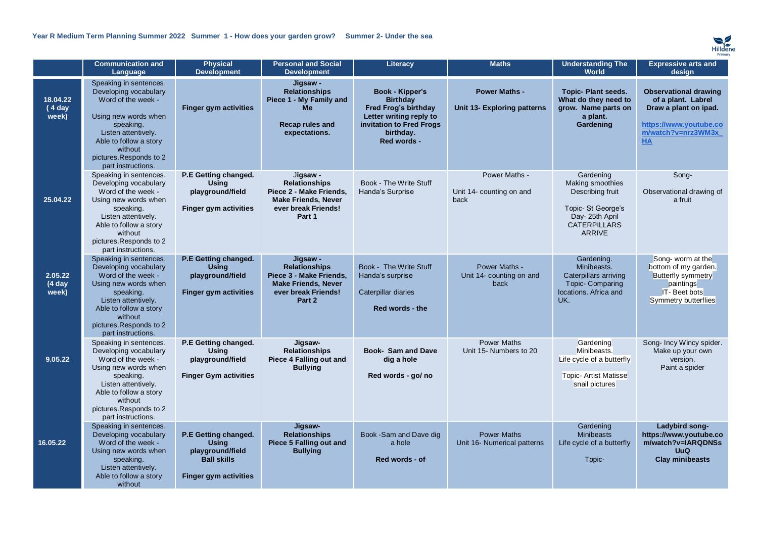## Year R Medium Term Planning Summer 2022 Summer 1 - How does your garden grow? Summer 2- Under the sea

Hilldene Primary

| | Communication and Language | Physical Development | Personal and Social Development | Literacy | Maths | Understanding The World | Expressive arts and design |
|---|---|---|---|---|---|---|---|
| **18.04.22 ( 4 day week)** | Speaking in sentences. Developing vocabulary Word of the week - Using new words when speaking. Listen attentively. Able to follow a story without pictures.Responds to 2 part instructions. | **Finger gym activities** | **Jigsaw - Relationships Piece 1 - My Family and Me** **Recap rules and expectations.** | **Book - Kipper's Birthday Fred Frog's birthday Letter writing reply to invitation to Fred Frogs birthday. Red words -** | **Power Maths -** **Unit 13- Exploring patterns** | **Topic- Plant seeds. What do they need to grow. Name parts on a plant. Gardening** | **Observational drawing of a plant. Labrel Draw a plant on ipad.** **https://www.youtube.com/watch?v=nrz3WM3x_HA** |
| **25.04.22** | Speaking in sentences. Developing vocabulary Word of the week - Using new words when speaking. Listen attentively. Able to follow a story without pictures.Responds to 2 part instructions. | **P.E Getting changed. Using playground/field** **Finger gym activities** | **Jigsaw - Relationships Piece 2 - Make Friends, Make Friends, Never ever break Friends! Part 1** | Book - The Write Stuff Handa's Surprise | Power Maths - Unit 14- counting on and back | Gardening Making smoothies Describing fruit Topic- St George's Day- 25th April CATERPILLARS ARRIVE | Song- Observational drawing of a fruit |
| **2.05.22 (4 day week)** | Speaking in sentences. Developing vocabulary Word of the week - Using new words when speaking. Listen attentively. Able to follow a story without pictures.Responds to 2 part instructions. | **P.E Getting changed. Using playground/field** **Finger gym activities** | **Jigsaw - Relationships Piece 3 - Make Friends, Make Friends, Never ever break Friends! Part 2** | Book - The Write Stuff Handa's surprise Caterpillar diaries **Red words - the** | Power Maths - Unit 14- counting on and back | Gardening. Minibeasts. Caterpillars arriving Topic- Comparing locations. Africa and UK. | Song- worm at the bottom of my garden. Butterfly symmetry paintings IT- Beet bots Symmetry butterflies |
| **9.05.22** | Speaking in sentences. Developing vocabulary Word of the week - Using new words when speaking. Listen attentively. Able to follow a story without pictures.Responds to 2 part instructions. | **P.E Getting changed. Using playground/field** **Finger Gym activities** | **Jigsaw- Relationships Piece 4 Falling out and Bullying** | **Book- Sam and Dave dig a hole** **Red words - go/ no** | Power Maths Unit 15- Numbers to 20 | Gardening Minibeasts. Life cycle of a butterfly Topic- Artist Matisse snail pictures | Song- Incy Wincy spider. Make up your own version. Paint a spider |
| **16.05.22** | Speaking in sentences. Developing vocabulary Word of the week - Using new words when speaking. Listen attentively. Able to follow a story without | **P.E Getting changed. Using playground/field Ball skills** **Finger gym activities** | **Jigsaw- Relationships Piece 5 Falling out and Bullying** | Book -Sam and Dave dig a hole **Red words - of** | Power Maths Unit 16- Numerical patterns | Gardening Minibeasts Life cycle of a butterfly Topic- | **Ladybird song- https://www.youtube.com/watch?v=IARQDNSsUuQ Clay minibeasts** |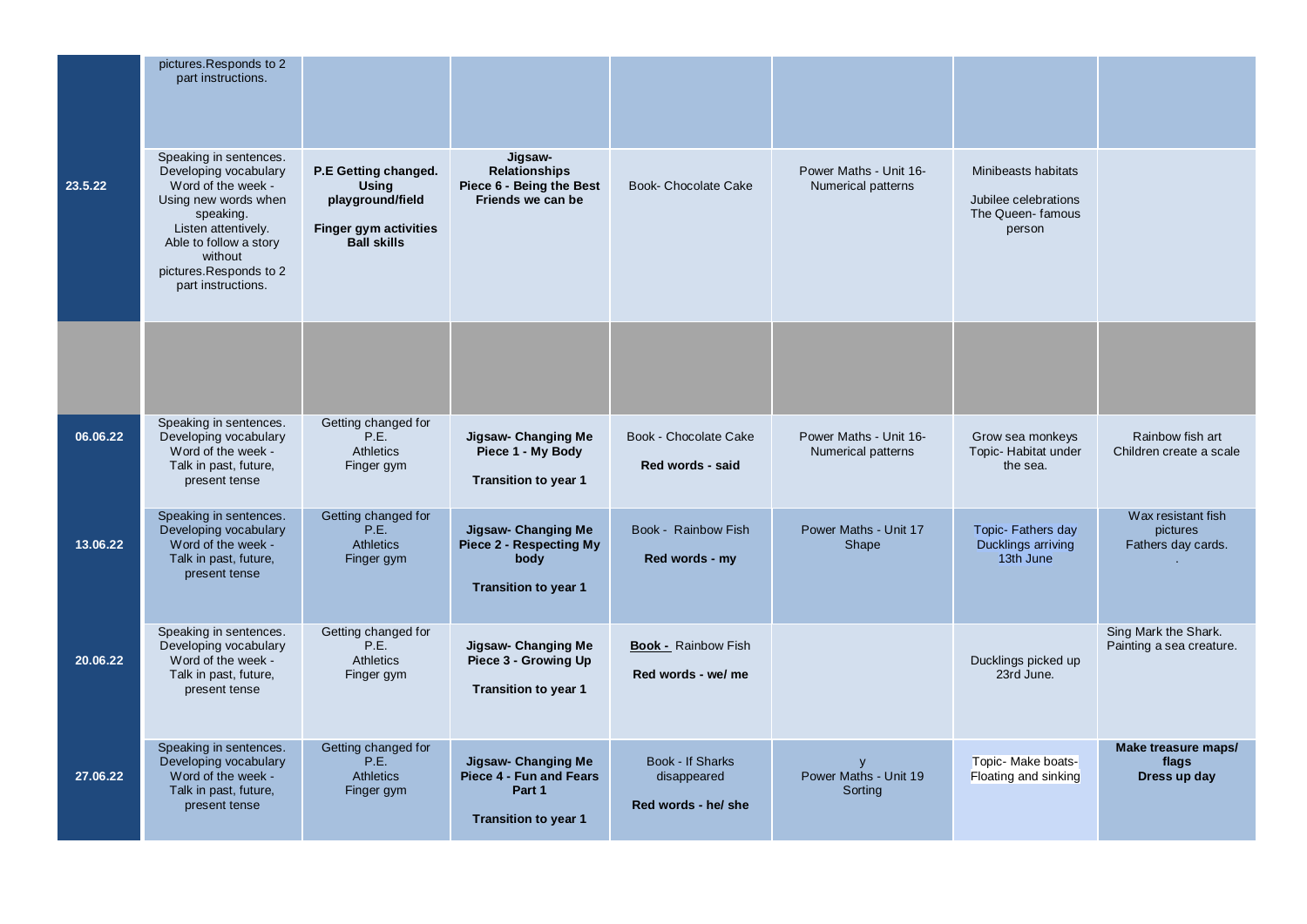| | | | | | | | |
|---|---|---|---|---|---|---|---|
| | pictures.Responds to 2 part instructions. | | | | | | |
| 23.5.22 | Speaking in sentences. Developing vocabulary Word of the week - Using new words when speaking. Listen attentively. Able to follow a story without pictures.Responds to 2 part instructions. | **P.E Getting changed. Using playground/field** **Finger gym activities** **Ball skills** | **Jigsaw- Relationships Piece 6 - Being the Best Friends we can be** | Book- Chocolate Cake | Power Maths - Unit 16- Numerical patterns | Minibeasts habitats<br>Jubilee celebrations The Queen- famous person | |
| | | | | | | | |
| 06.06.22 | Speaking in sentences. Developing vocabulary Word of the week - Talk in past, future, present tense | Getting changed for P.E. Athletics Finger gym | **Jigsaw- Changing Me Piece 1 - My Body**<br>**Transition to year 1** | Book - Chocolate Cake<br>**Red words - said** | Power Maths - Unit 16- Numerical patterns | Grow sea monkeys Topic- Habitat under the sea. | Rainbow fish art Children create a scale |
| 13.06.22 | Speaking in sentences. Developing vocabulary Word of the week - Talk in past, future, present tense | Getting changed for P.E. Athletics Finger gym | **Jigsaw- Changing Me Piece 2 - Respecting My body**<br>**Transition to year 1** | Book - Rainbow Fish<br>**Red words - my** | Power Maths - Unit 17 Shape | Topic- Fathers day Ducklings arriving 13th June | Wax resistant fish pictures Fathers day cards. . |
| 20.06.22 | Speaking in sentences. Developing vocabulary Word of the week - Talk in past, future, present tense | Getting changed for P.E. Athletics Finger gym | **Jigsaw- Changing Me Piece 3 - Growing Up**<br>**Transition to year 1** | **Book -** Rainbow Fish<br>**Red words - we/ me** | | Ducklings picked up 23rd June. | Sing Mark the Shark. Painting a sea creature. |
| 27.06.22 | Speaking in sentences. Developing vocabulary Word of the week - Talk in past, future, present tense | Getting changed for P.E. Athletics Finger gym | **Jigsaw- Changing Me Piece 4 - Fun and Fears Part 1**<br>**Transition to year 1** | Book - If Sharks disappeared<br>**Red words - he/ she** | y Power Maths - Unit 19 Sorting | Topic- Make boats- Floating and sinking | **Make treasure maps/ flags Dress up day** |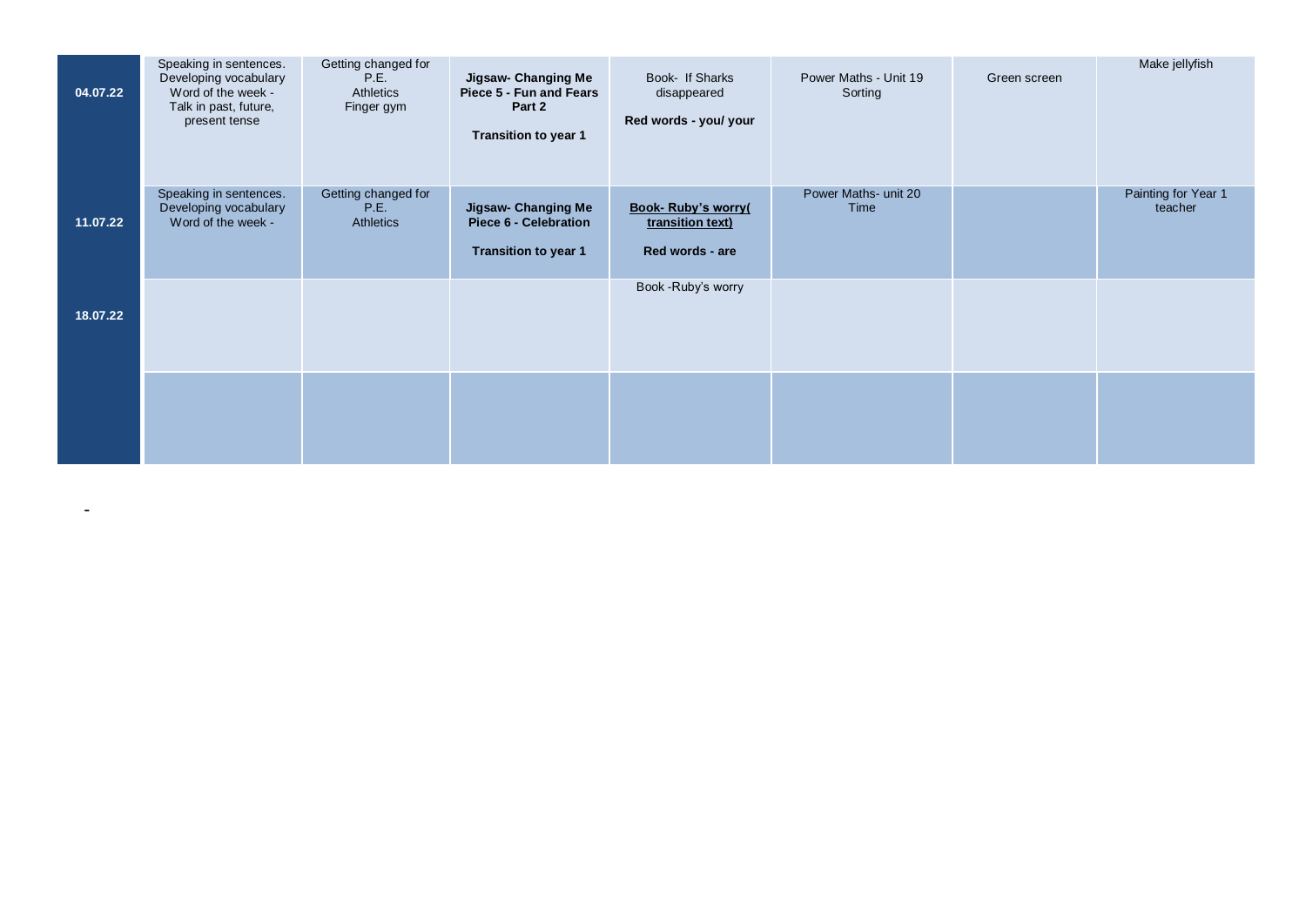| | | | | | | | |
|---|---|---|---|---|---|---|---|
| **04.07.22** | Speaking in sentences. Developing vocabulary Word of the week - Talk in past, future, present tense | Getting changed for P.E. Athletics Finger gym | **Jigsaw- Changing Me Piece 5 - Fun and Fears Part 2** **Transition to year 1** | Book- If Sharks disappeared **Red words - you/ your** | Power Maths - Unit 19 Sorting | Green screen | Make jellyfish |
| **11.07.22** | Speaking in sentences. Developing vocabulary Word of the week - | Getting changed for P.E. Athletics | **Jigsaw- Changing Me Piece 6 - Celebration** **Transition to year 1** | **Book- Ruby's worry( transition text)** **Red words - are** | Power Maths- unit 20 Time | | Painting for Year 1 teacher |
| **18.07.22** | | | | Book -Ruby's worry | | | |
| | | | | | | | |

-